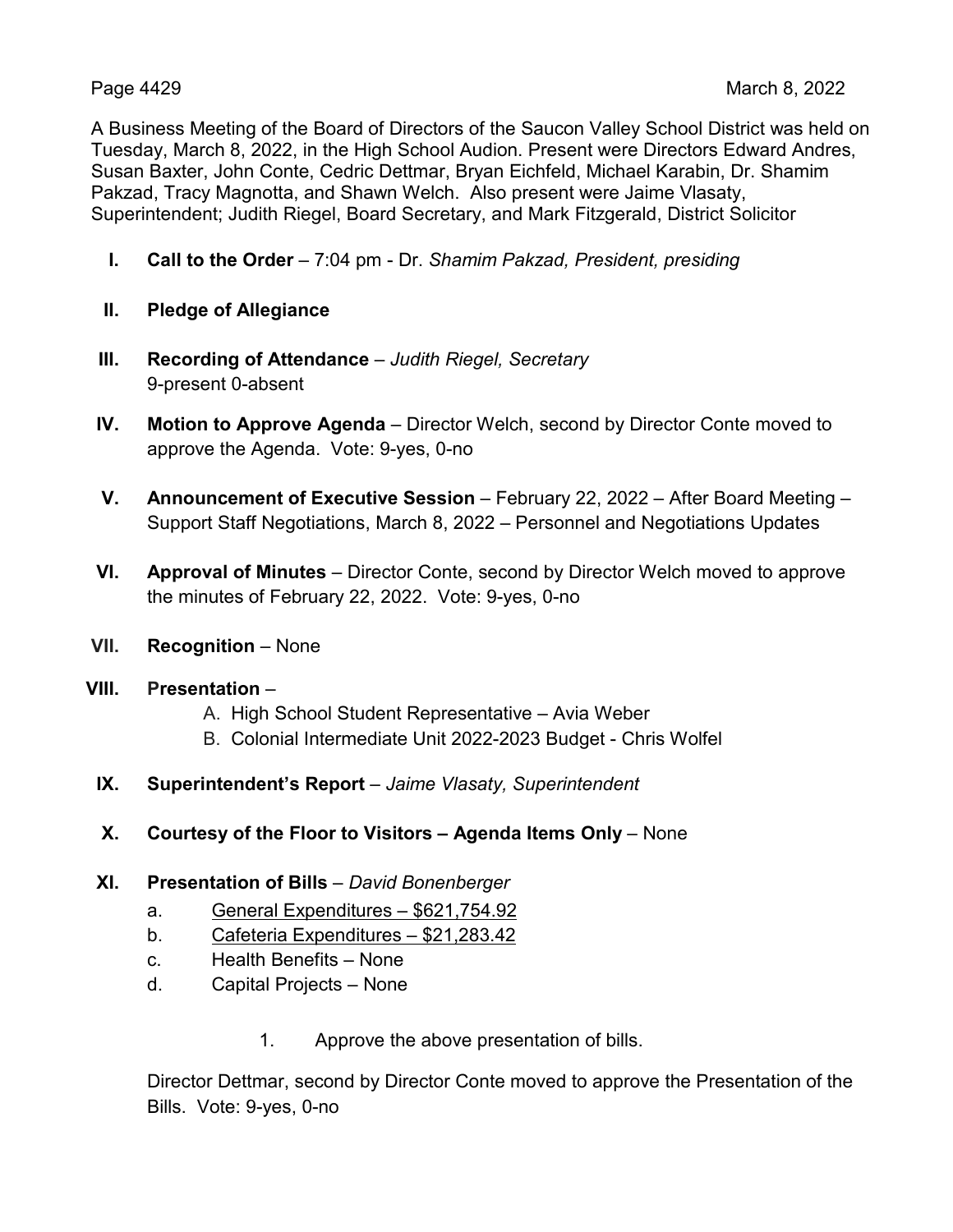A Business Meeting of the Board of Directors of the Saucon Valley School District was held on Tuesday, March 8, 2022, in the High School Audion. Present were Directors Edward Andres, Susan Baxter, John Conte, Cedric Dettmar, Bryan Eichfeld, Michael Karabin, Dr. Shamim Pakzad, Tracy Magnotta, and Shawn Welch. Also present were Jaime Vlasaty, Superintendent; Judith Riegel, Board Secretary, and Mark Fitzgerald, District Solicitor

**I. Call to the Order** – 7:04 pm - Dr. *Shamim Pakzad, President, presiding*

**II. Pledge of Allegiance**

**III. Recording of Attendance** – *Judith Riegel, Secretary*
9-present 0-absent

**IV. Motion to Approve Agenda** – Director Welch, second by Director Conte moved to approve the Agenda. Vote: 9-yes, 0-no

**V. Announcement of Executive Session** – February 22, 2022 – After Board Meeting – Support Staff Negotiations, March 8, 2022 – Personnel and Negotiations Updates

**VI. Approval of Minutes** – Director Conte, second by Director Welch moved to approve the minutes of February 22, 2022. Vote: 9-yes, 0-no

**VII. Recognition** – None

**VIII. Presentation** –

A. High School Student Representative – Avia Weber
B. Colonial Intermediate Unit 2022-2023 Budget - Chris Wolfel

**IX. Superintendent's Report** – *Jaime Vlasaty, Superintendent*

**X. Courtesy of the Floor to Visitors – Agenda Items Only** – None

**XI. Presentation of Bills** – *David Bonenberger*

a. General Expenditures – $621,754.92
b. Cafeteria Expenditures – $21,283.42
c. Health Benefits – None
d. Capital Projects – None

1. Approve the above presentation of bills.

Director Dettmar, second by Director Conte moved to approve the Presentation of the Bills. Vote: 9-yes, 0-no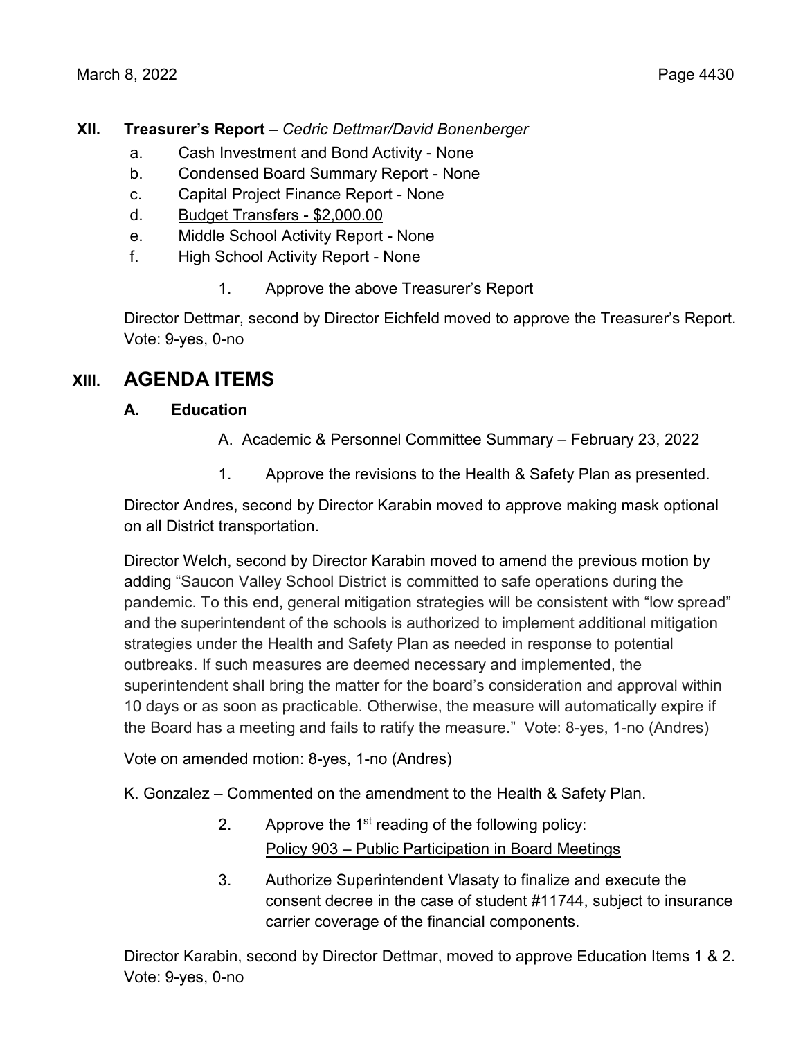## XII. Treasurer's Report – *Cedric Dettmar/David Bonenberger*

a. Cash Investment and Bond Activity - None
b. Condensed Board Summary Report - None
c. Capital Project Finance Report - None
d. Budget Transfers - $2,000.00
e. Middle School Activity Report - None
f. High School Activity Report - None

1. Approve the above Treasurer's Report

Director Dettmar, second by Director Eichfeld moved to approve the Treasurer's Report. Vote: 9-yes, 0-no

# XIII. AGENDA ITEMS

### A. Education

A. Academic & Personnel Committee Summary – February 23, 2022

1. Approve the revisions to the Health & Safety Plan as presented.

Director Andres, second by Director Karabin moved to approve making mask optional on all District transportation.

Director Welch, second by Director Karabin moved to amend the previous motion by adding "Saucon Valley School District is committed to safe operations during the pandemic. To this end, general mitigation strategies will be consistent with "low spread" and the superintendent of the schools is authorized to implement additional mitigation strategies under the Health and Safety Plan as needed in response to potential outbreaks. If such measures are deemed necessary and implemented, the superintendent shall bring the matter for the board's consideration and approval within 10 days or as soon as practicable. Otherwise, the measure will automatically expire if the Board has a meeting and fails to ratify the measure." Vote: 8-yes, 1-no (Andres)

Vote on amended motion: 8-yes, 1-no (Andres)

K. Gonzalez – Commented on the amendment to the Health & Safety Plan.

2. Approve the 1st reading of the following policy:
   Policy 903 – Public Participation in Board Meetings

3. Authorize Superintendent Vlasaty to finalize and execute the consent decree in the case of student #11744, subject to insurance carrier coverage of the financial components.

Director Karabin, second by Director Dettmar, moved to approve Education Items 1 & 2. Vote: 9-yes, 0-no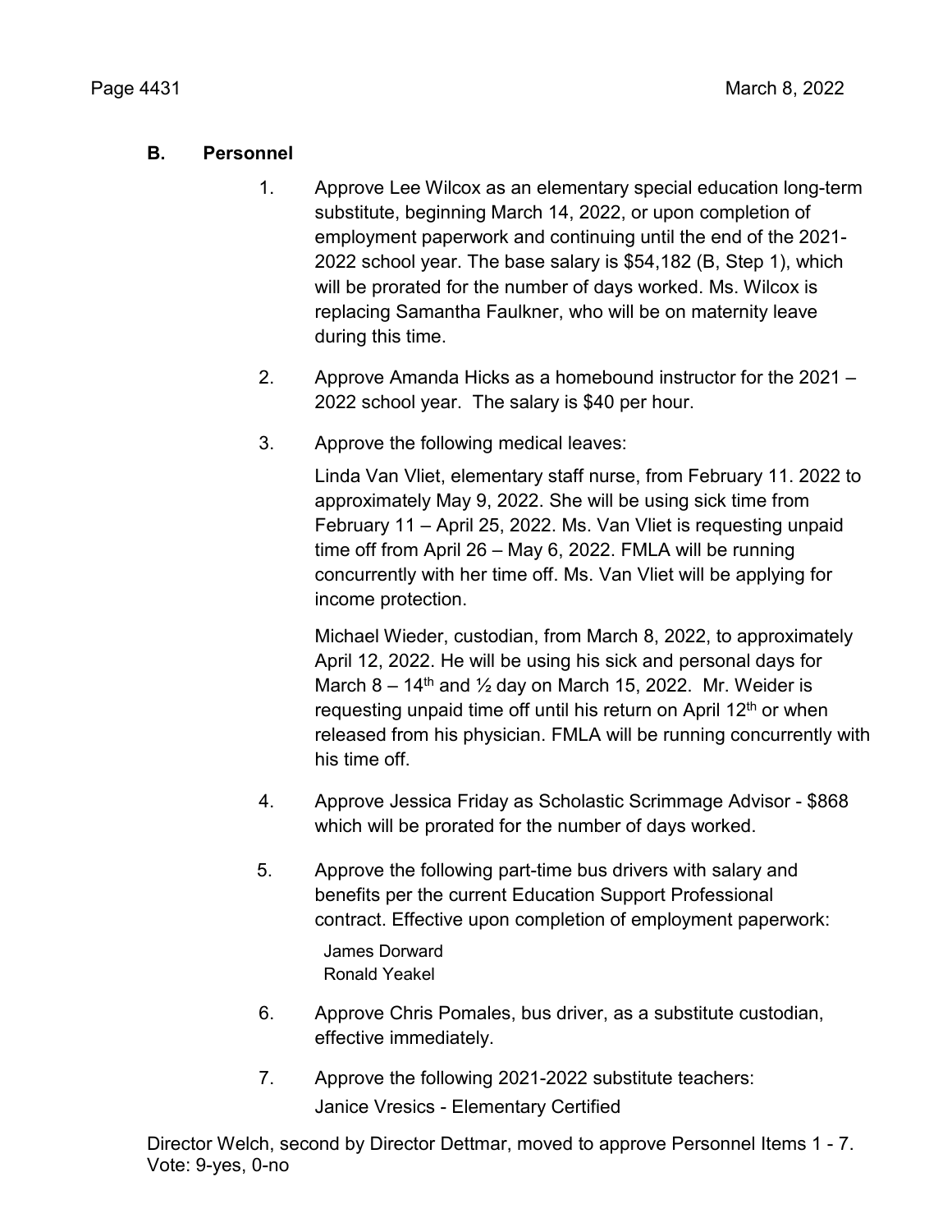## B. Personnel

1. Approve Lee Wilcox as an elementary special education long-term substitute, beginning March 14, 2022, or upon completion of employment paperwork and continuing until the end of the 2021-2022 school year. The base salary is $54,182 (B, Step 1), which will be prorated for the number of days worked. Ms. Wilcox is replacing Samantha Faulkner, who will be on maternity leave during this time.

2. Approve Amanda Hicks as a homebound instructor for the 2021 – 2022 school year. The salary is $40 per hour.

3. Approve the following medical leaves:

   Linda Van Vliet, elementary staff nurse, from February 11. 2022 to approximately May 9, 2022. She will be using sick time from February 11 – April 25, 2022. Ms. Van Vliet is requesting unpaid time off from April 26 – May 6, 2022. FMLA will be running concurrently with her time off. Ms. Van Vliet will be applying for income protection.

   Michael Wieder, custodian, from March 8, 2022, to approximately April 12, 2022. He will be using his sick and personal days for March 8 – 14th and ½ day on March 15, 2022. Mr. Weider is requesting unpaid time off until his return on April 12th or when released from his physician. FMLA will be running concurrently with his time off.

4. Approve Jessica Friday as Scholastic Scrimmage Advisor - $868 which will be prorated for the number of days worked.

5. Approve the following part-time bus drivers with salary and benefits per the current Education Support Professional contract. Effective upon completion of employment paperwork:

   James Dorward
   Ronald Yeakel

6. Approve Chris Pomales, bus driver, as a substitute custodian, effective immediately.

7. Approve the following 2021-2022 substitute teachers:
   Janice Vresics - Elementary Certified

Director Welch, second by Director Dettmar, moved to approve Personnel Items 1 - 7.
Vote: 9-yes, 0-no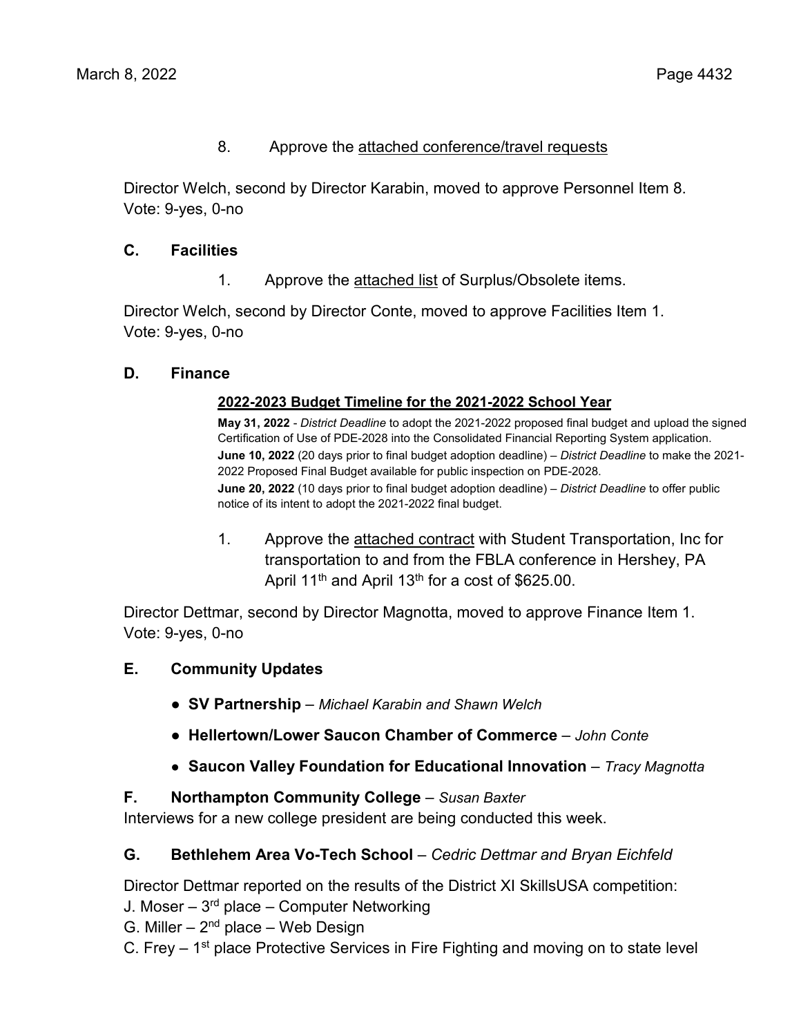8. Approve the attached conference/travel requests

Director Welch, second by Director Karabin, moved to approve Personnel Item 8.
Vote: 9-yes, 0-no

## C. Facilities

1. Approve the attached list of Surplus/Obsolete items.

Director Welch, second by Director Conte, moved to approve Facilities Item 1.
Vote: 9-yes, 0-no

## D. Finance

**2022-2023 Budget Timeline for the 2021-2022 School Year**

**May 31, 2022** - *District Deadline* to adopt the 2021-2022 proposed final budget and upload the signed Certification of Use of PDE-2028 into the Consolidated Financial Reporting System application.
**June 10, 2022** (20 days prior to final budget adoption deadline) – *District Deadline* to make the 2021-2022 Proposed Final Budget available for public inspection on PDE-2028.
**June 20, 2022** (10 days prior to final budget adoption deadline) – *District Deadline* to offer public notice of its intent to adopt the 2021-2022 final budget.

1. Approve the attached contract with Student Transportation, Inc for transportation to and from the FBLA conference in Hershey, PA April 11th and April 13th for a cost of $625.00.

Director Dettmar, second by Director Magnotta, moved to approve Finance Item 1.
Vote: 9-yes, 0-no

## E. Community Updates

- **SV Partnership** – *Michael Karabin and Shawn Welch*
- **Hellertown/Lower Saucon Chamber of Commerce** – *John Conte*
- **Saucon Valley Foundation for Educational Innovation** – *Tracy Magnotta*

## F. Northampton Community College – *Susan Baxter*

Interviews for a new college president are being conducted this week.

## G. Bethlehem Area Vo-Tech School – *Cedric Dettmar and Bryan Eichfeld*

Director Dettmar reported on the results of the District XI SkillsUSA competition:
J. Moser – 3rd place – Computer Networking
G. Miller – 2nd place – Web Design
C. Frey – 1st place Protective Services in Fire Fighting and moving on to state level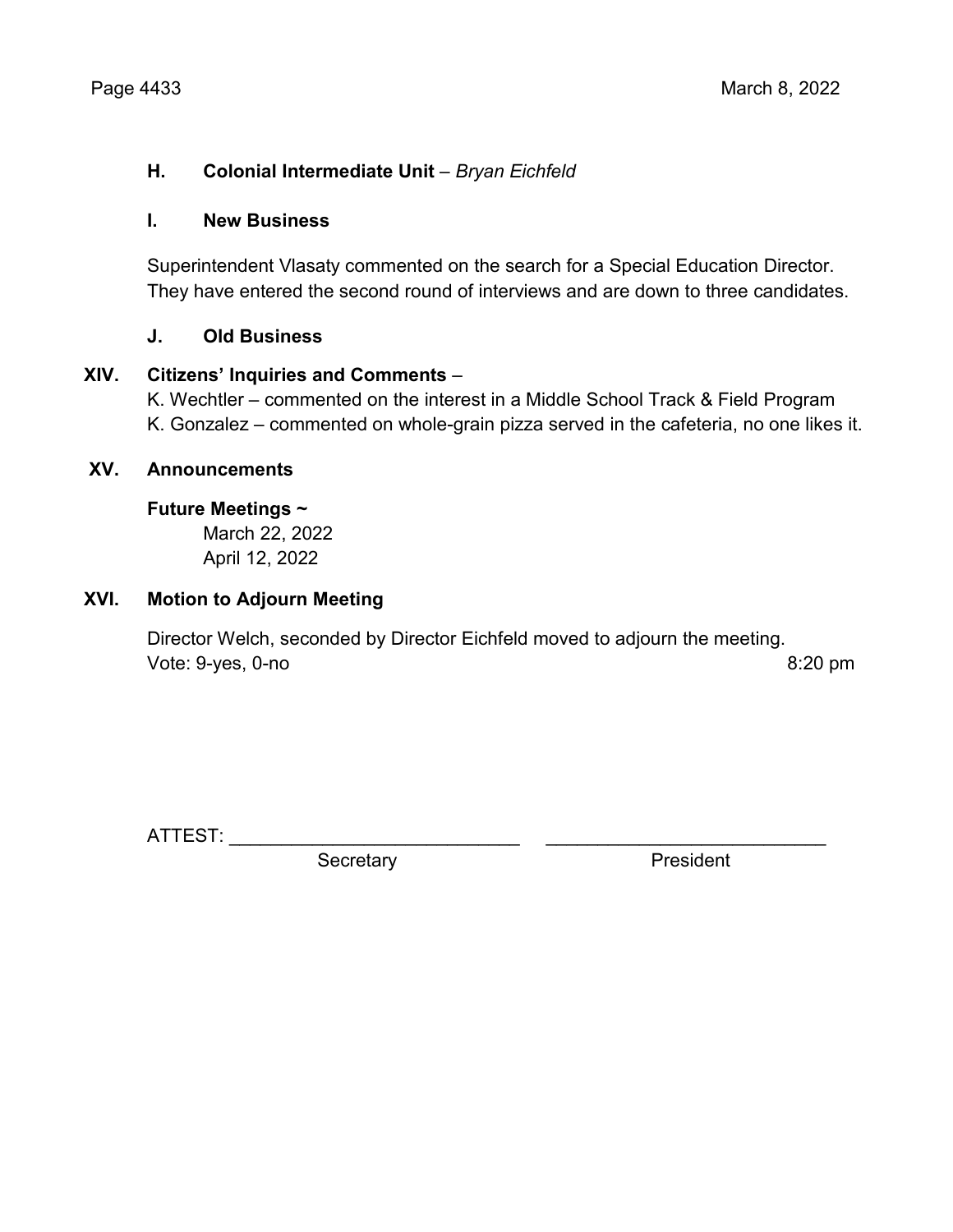**H. Colonial Intermediate Unit** – *Bryan Eichfeld*

**I. New Business**

Superintendent Vlasaty commented on the search for a Special Education Director. They have entered the second round of interviews and are down to three candidates.

**J. Old Business**

## XIV. Citizens' Inquiries and Comments –

K. Wechtler – commented on the interest in a Middle School Track & Field Program
K. Gonzalez – commented on whole-grain pizza served in the cafeteria, no one likes it.

## XV. Announcements

**Future Meetings ~**

March 22, 2022
April 12, 2022

## XVI. Motion to Adjourn Meeting

Director Welch, seconded by Director Eichfeld moved to adjourn the meeting.
Vote: 9-yes, 0-no 8:20 pm

ATTEST: ____________________________ ____________________________

Secretary President